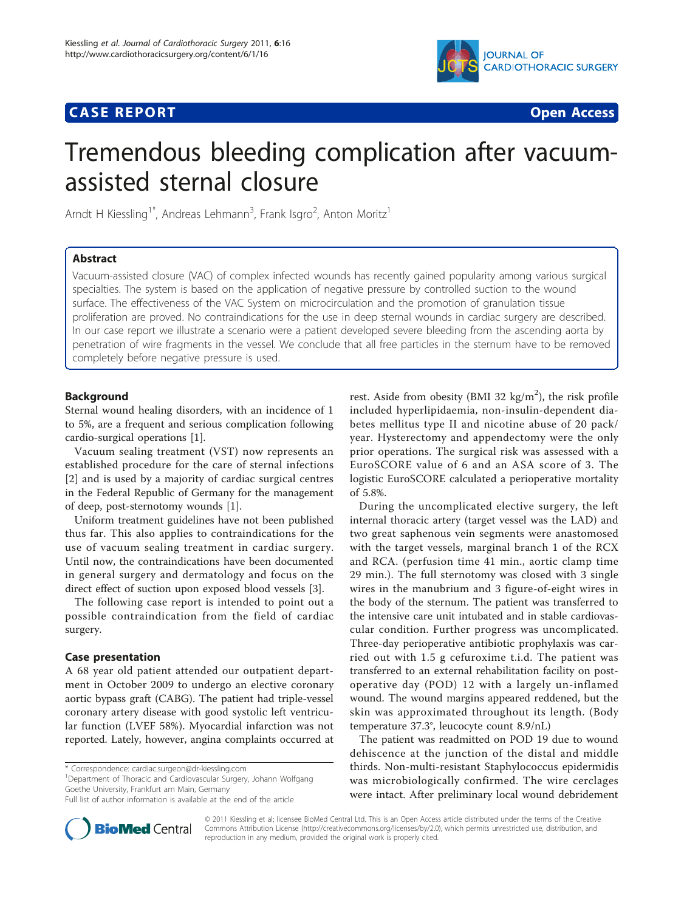**CASE REPORT** **Open Access**

# Tremendous bleeding complication after vacuum-assisted sternal closure

Arndt H Kiessling[1*], Andreas Lehmann[3], Frank Isgro[2], Anton Moritz[1]

## Abstract

Vacuum-assisted closure (VAC) of complex infected wounds has recently gained popularity among various surgical specialties. The system is based on the application of negative pressure by controlled suction to the wound surface. The effectiveness of the VAC System on microcirculation and the promotion of granulation tissue proliferation are proved. No contraindications for the use in deep sternal wounds in cardiac surgery are described. In our case report we illustrate a scenario were a patient developed severe bleeding from the ascending aorta by penetration of wire fragments in the vessel. We conclude that all free particles in the sternum have to be removed completely before negative pressure is used.

## Background

Sternal wound healing disorders, with an incidence of 1 to 5%, are a frequent and serious complication following cardio-surgical operations [1].

Vacuum sealing treatment (VST) now represents an established procedure for the care of sternal infections [2] and is used by a majority of cardiac surgical centres in the Federal Republic of Germany for the management of deep, post-sternotomy wounds [1].

Uniform treatment guidelines have not been published thus far. This also applies to contraindications for the use of vacuum sealing treatment in cardiac surgery. Until now, the contraindications have been documented in general surgery and dermatology and focus on the direct effect of suction upon exposed blood vessels [3].

The following case report is intended to point out a possible contraindication from the field of cardiac surgery.

## Case presentation

A 68 year old patient attended our outpatient department in October 2009 to undergo an elective coronary aortic bypass graft (CABG). The patient had triple-vessel coronary artery disease with good systolic left ventricular function (LVEF 58%). Myocardial infarction was not reported. Lately, however, angina complaints occurred at rest. Aside from obesity (BMI 32 kg/m$^2$), the risk profile included hyperlipidaemia, non-insulin-dependent diabetes mellitus type II and nicotine abuse of 20 pack/year. Hysterectomy and appendectomy were the only prior operations. The surgical risk was assessed with a EuroSCORE value of 6 and an ASA score of 3. The logistic EuroSCORE calculated a perioperative mortality of 5.8%.

During the uncomplicated elective surgery, the left internal thoracic artery (target vessel was the LAD) and two great saphenous vein segments were anastomosed with the target vessels, marginal branch 1 of the RCX and RCA. (perfusion time 41 min., aortic clamp time 29 min.). The full sternotomy was closed with 3 single wires in the manubrium and 3 figure-of-eight wires in the body of the sternum. The patient was transferred to the intensive care unit intubated and in stable cardiovascular condition. Further progress was uncomplicated. Three-day perioperative antibiotic prophylaxis was carried out with 1.5 g cefuroxime t.i.d. The patient was transferred to an external rehabilitation facility on postoperative day (POD) 12 with a largely un-inflamed wound. The wound margins appeared reddened, but the skin was approximated throughout its length. (Body temperature 37.3°, leucocyte count 8.9/nL)

The patient was readmitted on POD 19 due to wound dehiscence at the junction of the distal and middle thirds. Non-multi-resistant Staphylococcus epidermidis was microbiologically confirmed. The wire cerclages were intact. After preliminary local wound debridement

\* Correspondence: cardiac.surgeon@dr-kiessling.com
[1]Department of Thoracic and Cardiovascular Surgery, Johann Wolfgang Goethe University, Frankfurt am Main, Germany
Full list of author information is available at the end of the article

© 2011 Kiessling et al; licensee BioMed Central Ltd. This is an Open Access article distributed under the terms of the Creative Commons Attribution License (http://creativecommons.org/licenses/by/2.0), which permits unrestricted use, distribution, and reproduction in any medium, provided the original work is properly cited.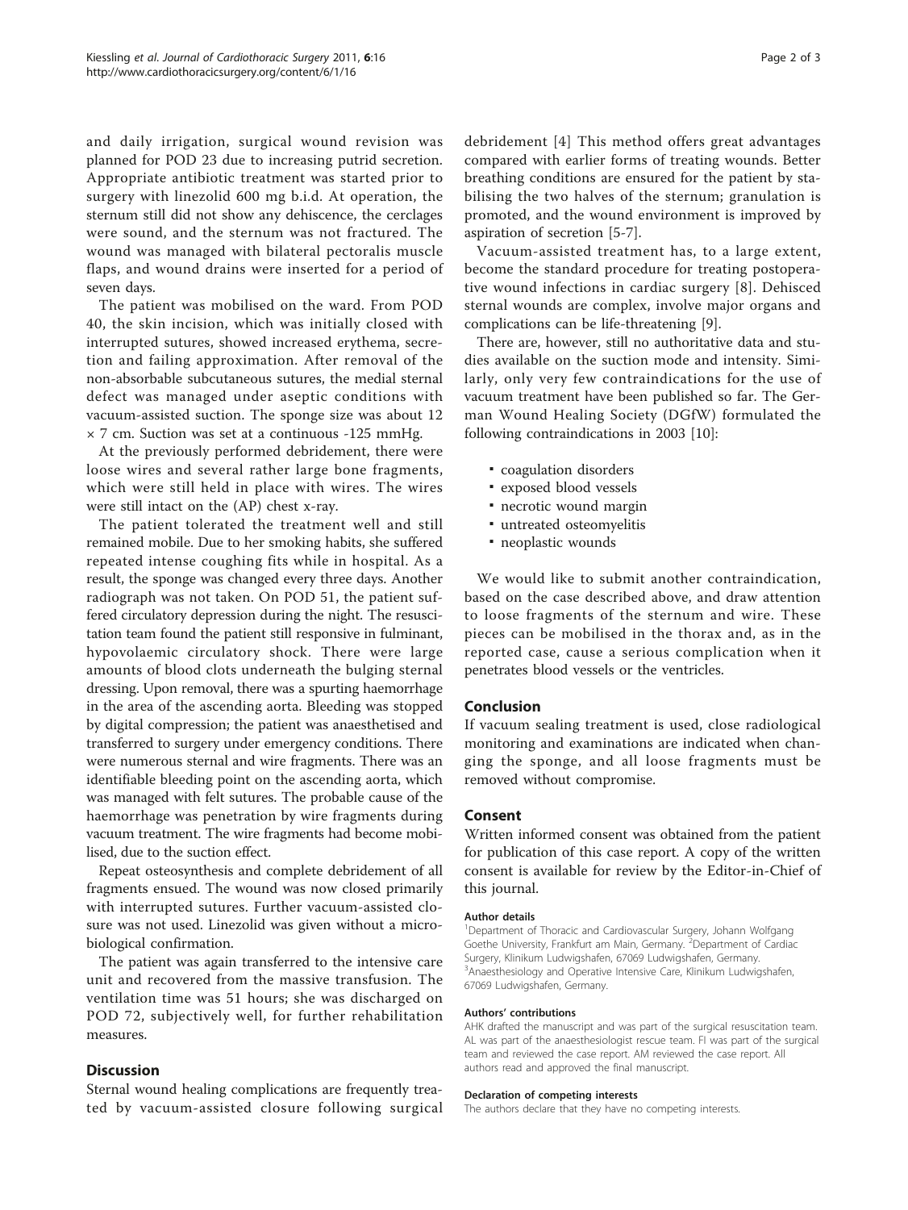and daily irrigation, surgical wound revision was planned for POD 23 due to increasing putrid secretion. Appropriate antibiotic treatment was started prior to surgery with linezolid 600 mg b.i.d. At operation, the sternum still did not show any dehiscence, the cerclages were sound, and the sternum was not fractured. The wound was managed with bilateral pectoralis muscle flaps, and wound drains were inserted for a period of seven days.

The patient was mobilised on the ward. From POD 40, the skin incision, which was initially closed with interrupted sutures, showed increased erythema, secretion and failing approximation. After removal of the non-absorbable subcutaneous sutures, the medial sternal defect was managed under aseptic conditions with vacuum-assisted suction. The sponge size was about 12 × 7 cm. Suction was set at a continuous -125 mmHg.

At the previously performed debridement, there were loose wires and several rather large bone fragments, which were still held in place with wires. The wires were still intact on the (AP) chest x-ray.

The patient tolerated the treatment well and still remained mobile. Due to her smoking habits, she suffered repeated intense coughing fits while in hospital. As a result, the sponge was changed every three days. Another radiograph was not taken. On POD 51, the patient suffered circulatory depression during the night. The resuscitation team found the patient still responsive in fulminant, hypovolaemic circulatory shock. There were large amounts of blood clots underneath the bulging sternal dressing. Upon removal, there was a spurting haemorrhage in the area of the ascending aorta. Bleeding was stopped by digital compression; the patient was anaesthetised and transferred to surgery under emergency conditions. There were numerous sternal and wire fragments. There was an identifiable bleeding point on the ascending aorta, which was managed with felt sutures. The probable cause of the haemorrhage was penetration by wire fragments during vacuum treatment. The wire fragments had become mobilised, due to the suction effect.

Repeat osteosynthesis and complete debridement of all fragments ensued. The wound was now closed primarily with interrupted sutures. Further vacuum-assisted closure was not used. Linezolid was given without a microbiological confirmation.

The patient was again transferred to the intensive care unit and recovered from the massive transfusion. The ventilation time was 51 hours; she was discharged on POD 72, subjectively well, for further rehabilitation measures.

## Discussion

Sternal wound healing complications are frequently treated by vacuum-assisted closure following surgical debridement [4] This method offers great advantages compared with earlier forms of treating wounds. Better breathing conditions are ensured for the patient by stabilising the two halves of the sternum; granulation is promoted, and the wound environment is improved by aspiration of secretion [5-7].

Vacuum-assisted treatment has, to a large extent, become the standard procedure for treating postoperative wound infections in cardiac surgery [8]. Dehisced sternal wounds are complex, involve major organs and complications can be life-threatening [9].

There are, however, still no authoritative data and studies available on the suction mode and intensity. Similarly, only very few contraindications for the use of vacuum treatment have been published so far. The German Wound Healing Society (DGfW) formulated the following contraindications in 2003 [10]:

- coagulation disorders
- exposed blood vessels
- necrotic wound margin
- untreated osteomyelitis
- neoplastic wounds

We would like to submit another contraindication, based on the case described above, and draw attention to loose fragments of the sternum and wire. These pieces can be mobilised in the thorax and, as in the reported case, cause a serious complication when it penetrates blood vessels or the ventricles.

## Conclusion

If vacuum sealing treatment is used, close radiological monitoring and examinations are indicated when changing the sponge, and all loose fragments must be removed without compromise.

## Consent

Written informed consent was obtained from the patient for publication of this case report. A copy of the written consent is available for review by the Editor-in-Chief of this journal.

#### Author details

[1]Department of Thoracic and Cardiovascular Surgery, Johann Wolfgang Goethe University, Frankfurt am Main, Germany. [2]Department of Cardiac Surgery, Klinikum Ludwigshafen, 67069 Ludwigshafen, Germany. [3]Anaesthesiology and Operative Intensive Care, Klinikum Ludwigshafen, 67069 Ludwigshafen, Germany.

#### Authors' contributions

AHK drafted the manuscript and was part of the surgical resuscitation team. AL was part of the anaesthesiologist rescue team. FI was part of the surgical team and reviewed the case report. AM reviewed the case report. All authors read and approved the final manuscript.

#### Declaration of competing interests

The authors declare that they have no competing interests.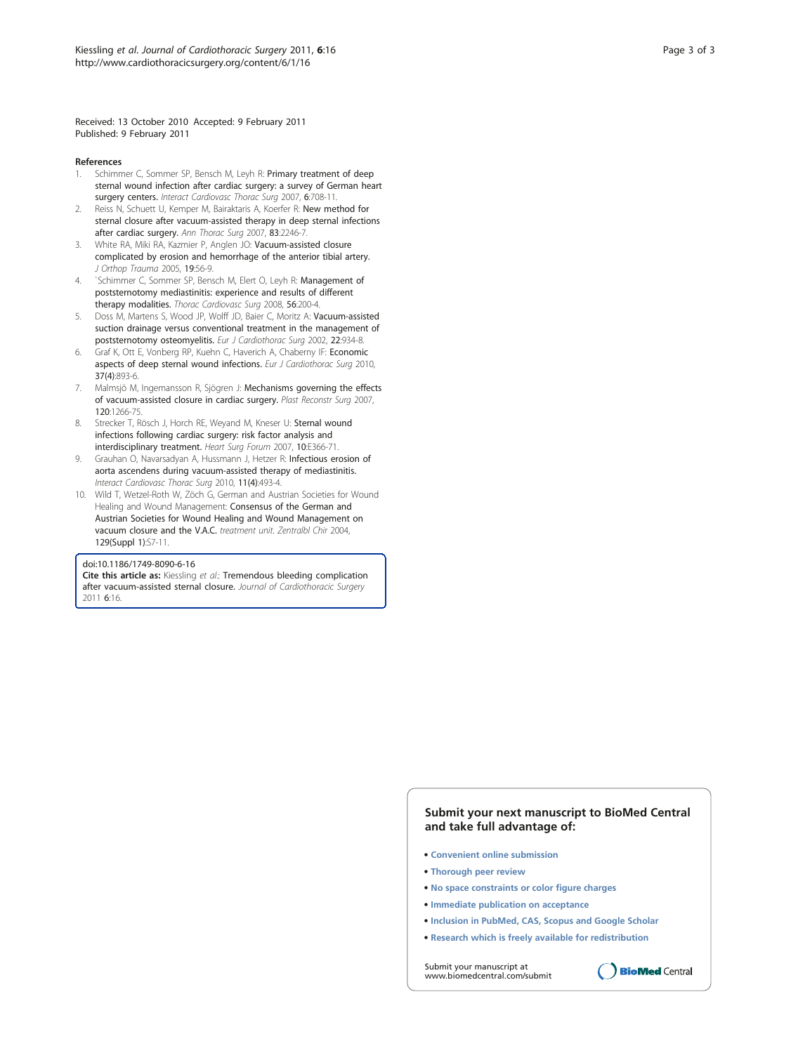Received: 13 October 2010 Accepted: 9 February 2011
Published: 9 February 2011

## References

1. Schimmer C, Sommer SP, Bensch M, Leyh R: **Primary treatment of deep sternal wound infection after cardiac surgery: a survey of German heart surgery centers.** *Interact Cardiovasc Thorac Surg* 2007, **6**:708-11.
2. Reiss N, Schuett U, Kemper M, Bairaktaris A, Koerfer R: **New method for sternal closure after vacuum-assisted therapy in deep sternal infections after cardiac surgery.** *Ann Thorac Surg* 2007, **83**:2246-7.
3. White RA, Miki RA, Kazmier P, Anglen JO: **Vacuum-assisted closure complicated by erosion and hemorrhage of the anterior tibial artery.** *J Orthop Trauma* 2005, **19**:56-9.
4. `Schimmer C, Sommer SP, Bensch M, Elert O, Leyh R: **Management of poststernotomy mediastinitis: experience and results of different therapy modalities.** *Thorac Cardiovasc Surg* 2008, **56**:200-4.
5. Doss M, Martens S, Wood JP, Wolff JD, Baier C, Moritz A: **Vacuum-assisted suction drainage versus conventional treatment in the management of poststernotomy osteomyelitis.** *Eur J Cardiothorac Surg* 2002, **22**:934-8.
6. Graf K, Ott E, Vonberg RP, Kuehn C, Haverich A, Chaberny IF: **Economic aspects of deep sternal wound infections.** *Eur J Cardiothorac Surg* 2010, **37(4)**:893-6.
7. Malmsjö M, Ingemansson R, Sjögren J: **Mechanisms governing the effects of vacuum-assisted closure in cardiac surgery.** *Plast Reconstr Surg* 2007, **120**:1266-75.
8. Strecker T, Rösch J, Horch RE, Weyand M, Kneser U: **Sternal wound infections following cardiac surgery: risk factor analysis and interdisciplinary treatment.** *Heart Surg Forum* 2007, **10**:E366-71.
9. Grauhan O, Navarsadyan A, Hussmann J, Hetzer R: **Infectious erosion of aorta ascendens during vacuum-assisted therapy of mediastinitis.** *Interact Cardiovasc Thorac Surg* 2010, **11(4)**:493-4.
10. Wild T, Wetzel-Roth W, Zöch G, German and Austrian Societies for Wound Healing and Wound Management: **Consensus of the German and Austrian Societies for Wound Healing and Wound Management on vacuum closure and the V.A.C.** *treatment unit. Zentralbl Chir* 2004, **129(Suppl 1)**:S7-11.

doi:10.1186/1749-8090-6-16
**Cite this article as:** Kiessling *et al.*: Tremendous bleeding complication after vacuum-assisted sternal closure. *Journal of Cardiothoracic Surgery* 2011 **6**:16.

**Submit your next manuscript to BioMed Central and take full advantage of:**

- Convenient online submission
- Thorough peer review
- No space constraints or color figure charges
- Immediate publication on acceptance
- Inclusion in PubMed, CAS, Scopus and Google Scholar
- Research which is freely available for redistribution

Submit your manuscript at
www.biomedcentral.com/submit

BioMed Central